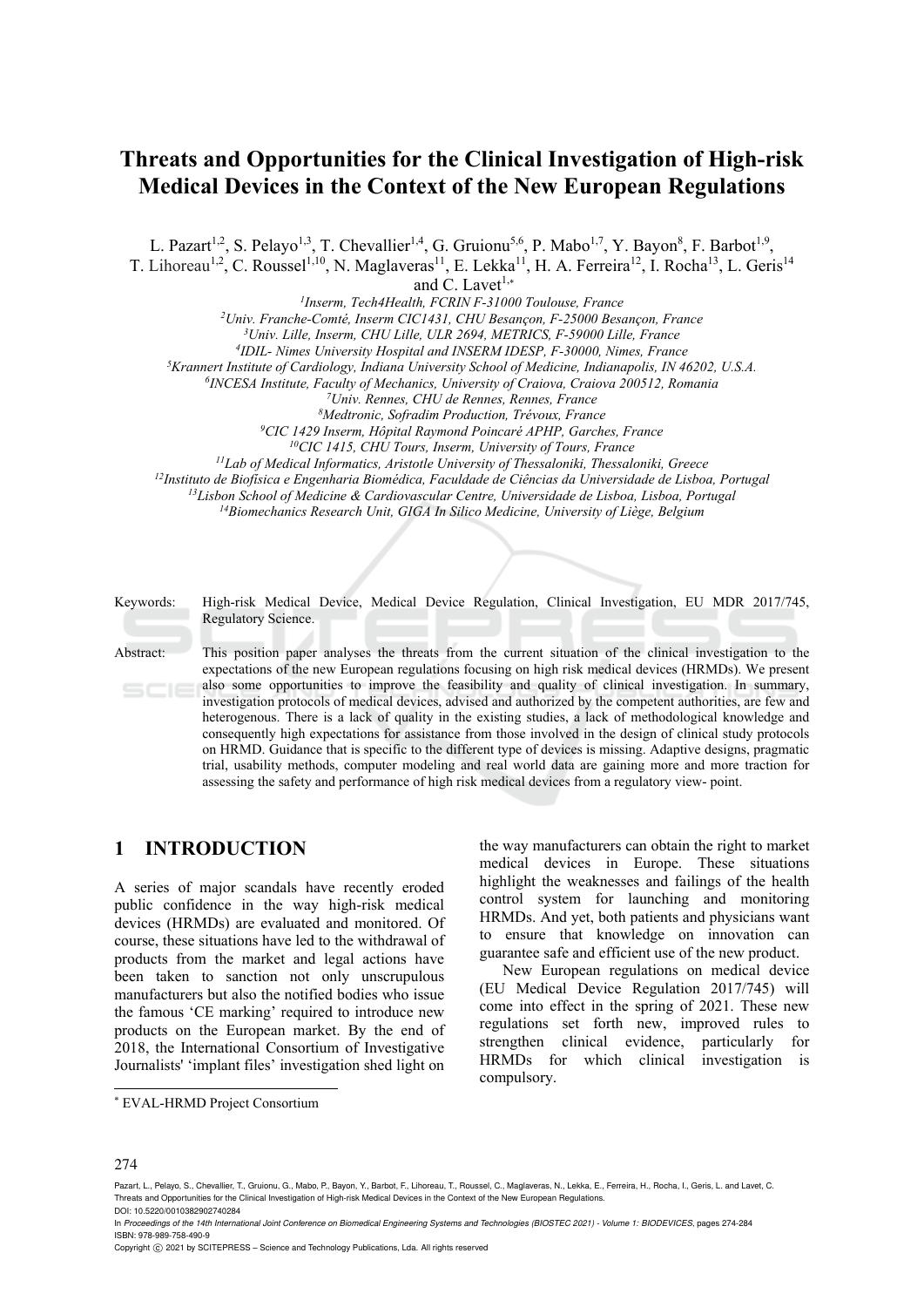# Threats and Opportunities for the Clinical Investigation of High-risk Medical Devices in the Context of the New European Regulations

L. Pazart[1,2], S. Pelayo[1,3], T. Chevallier[1,4], G. Gruionu[5,6], P. Mabo[1,7], Y. Bayon[8], F. Barbot[1,9], T. Lihoreau[1,2], C. Roussel[1,10], N. Maglaveras[11], E. Lekka[11], H. A. Ferreira[12], I. Rocha[13], L. Geris[14] and C. Lavet[1,*]

[1]*Inserm, Tech4Health, FCRIN F-31000 Toulouse, France*
[2]*Univ. Franche-Comté, Inserm CIC1431, CHU Besançon, F-25000 Besançon, France*
[3]*Univ. Lille, Inserm, CHU Lille, ULR 2694, METRICS, F-59000 Lille, France*
[4]*IDIL- Nimes University Hospital and INSERM IDESP, F-30000, Nimes, France*
[5]*Krannert Institute of Cardiology, Indiana University School of Medicine, Indianapolis, IN 46202, U.S.A.*
[6]*INCESA Institute, Faculty of Mechanics, University of Craiova, Craiova 200512, Romania*
[7]*Univ. Rennes, CHU de Rennes, Rennes, France*
[8]*Medtronic, Sofradim Production, Trévoux, France*
[9]*CIC 1429 Inserm, Hôpital Raymond Poincaré APHP, Garches, France*
[10]*CIC 1415, CHU Tours, Inserm, University of Tours, France*
[11]*Lab of Medical Informatics, Aristotle University of Thessaloniki, Thessaloniki, Greece*
[12]*Instituto de Biofísica e Engenharia Biomédica, Faculdade de Ciências da Universidade de Lisboa, Portugal*
[13]*Lisbon School of Medicine & Cardiovascular Centre, Universidade de Lisboa, Lisboa, Portugal*
[14]*Biomechanics Research Unit, GIGA In Silico Medicine, University of Liège, Belgium*

Keywords: High-risk Medical Device, Medical Device Regulation, Clinical Investigation, EU MDR 2017/745, Regulatory Science.

Abstract: This position paper analyses the threats from the current situation of the clinical investigation to the expectations of the new European regulations focusing on high risk medical devices (HRMDs). We present also some opportunities to improve the feasibility and quality of clinical investigation. In summary, investigation protocols of medical devices, advised and authorized by the competent authorities, are few and heterogenous. There is a lack of quality in the existing studies, a lack of methodological knowledge and consequently high expectations for assistance from those involved in the design of clinical study protocols on HRMD. Guidance that is specific to the different type of devices is missing. Adaptive designs, pragmatic trial, usability methods, computer modeling and real world data are gaining more and more traction for assessing the safety and performance of high risk medical devices from a regulatory view- point.

## 1 INTRODUCTION

A series of major scandals have recently eroded public confidence in the way high-risk medical devices (HRMDs) are evaluated and monitored. Of course, these situations have led to the withdrawal of products from the market and legal actions have been taken to sanction not only unscrupulous manufacturers but also the notified bodies who issue the famous 'CE marking' required to introduce new products on the European market. By the end of 2018, the International Consortium of Investigative Journalists' 'implant files' investigation shed light on the way manufacturers can obtain the right to market medical devices in Europe. These situations highlight the weaknesses and failings of the health control system for launching and monitoring HRMDs. And yet, both patients and physicians want to ensure that knowledge on innovation can guarantee safe and efficient use of the new product.

New European regulations on medical device (EU Medical Device Regulation 2017/745) will come into effect in the spring of 2021. These new regulations set forth new, improved rules to strengthen clinical evidence, particularly for HRMDs for which clinical investigation is compulsory.

[*] EVAL-HRMD Project Consortium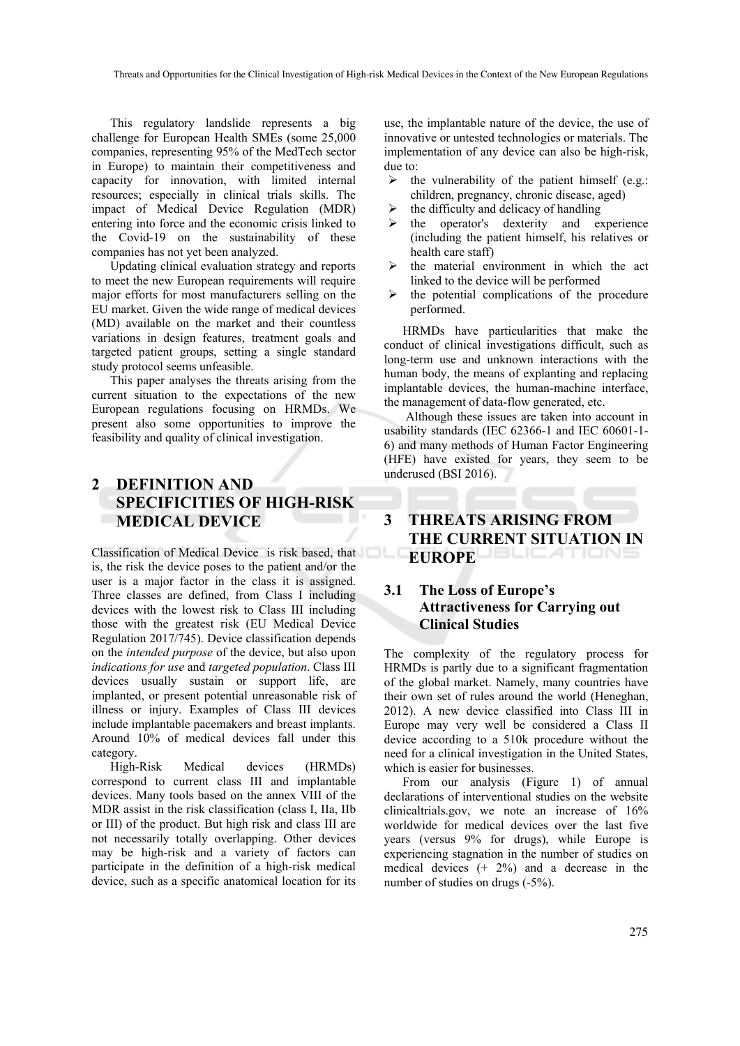This regulatory landslide represents a big challenge for European Health SMEs (some 25,000 companies, representing 95% of the MedTech sector in Europe) to maintain their competitiveness and capacity for innovation, with limited internal resources; especially in clinical trials skills. The impact of Medical Device Regulation (MDR) entering into force and the economic crisis linked to the Covid-19 on the sustainability of these companies has not yet been analyzed.

Updating clinical evaluation strategy and reports to meet the new European requirements will require major efforts for most manufacturers selling on the EU market. Given the wide range of medical devices (MD) available on the market and their countless variations in design features, treatment goals and targeted patient groups, setting a single standard study protocol seems unfeasible.

This paper analyses the threats arising from the current situation to the expectations of the new European regulations focusing on HRMDs. We present also some opportunities to improve the feasibility and quality of clinical investigation.

# 2 DEFINITION AND SPECIFICITIES OF HIGH-RISK MEDICAL DEVICE

Classification of Medical Device is risk based, that is, the risk the device poses to the patient and/or the user is a major factor in the class it is assigned. Three classes are defined, from Class I including devices with the lowest risk to Class III including those with the greatest risk (EU Medical Device Regulation 2017/745). Device classification depends on the *intended purpose* of the device, but also upon *indications for use* and *targeted population*. Class III devices usually sustain or support life, are implanted, or present potential unreasonable risk of illness or injury. Examples of Class III devices include implantable pacemakers and breast implants. Around 10% of medical devices fall under this category.

High-Risk Medical devices (HRMDs) correspond to current class III and implantable devices. Many tools based on the annex VIII of the MDR assist in the risk classification (class I, IIa, IIb or III) of the product. But high risk and class III are not necessarily totally overlapping. Other devices may be high-risk and a variety of factors can participate in the definition of a high-risk medical device, such as a specific anatomical location for its use, the implantable nature of the device, the use of innovative or untested technologies or materials. The implementation of any device can also be high-risk, due to:

- the vulnerability of the patient himself (e.g.: children, pregnancy, chronic disease, aged)
- the difficulty and delicacy of handling
- the operator's dexterity and experience (including the patient himself, his relatives or health care staff)
- the material environment in which the act linked to the device will be performed
- the potential complications of the procedure performed.

HRMDs have particularities that make the conduct of clinical investigations difficult, such as long-term use and unknown interactions with the human body, the means of explanting and replacing implantable devices, the human-machine interface, the management of data-flow generated, etc.

Although these issues are taken into account in usability standards (IEC 62366-1 and IEC 60601-1-6) and many methods of Human Factor Engineering (HFE) have existed for years, they seem to be underused (BSI 2016).

# 3 THREATS ARISING FROM THE CURRENT SITUATION IN EUROPE

## 3.1 The Loss of Europe's Attractiveness for Carrying out Clinical Studies

The complexity of the regulatory process for HRMDs is partly due to a significant fragmentation of the global market. Namely, many countries have their own set of rules around the world (Heneghan, 2012). A new device classified into Class III in Europe may very well be considered a Class II device according to a 510k procedure without the need for a clinical investigation in the United States, which is easier for businesses.

From our analysis (Figure 1) of annual declarations of interventional studies on the website clinicaltrials.gov, we note an increase of 16% worldwide for medical devices over the last five years (versus 9% for drugs), while Europe is experiencing stagnation in the number of studies on medical devices (+ 2%) and a decrease in the number of studies on drugs (-5%).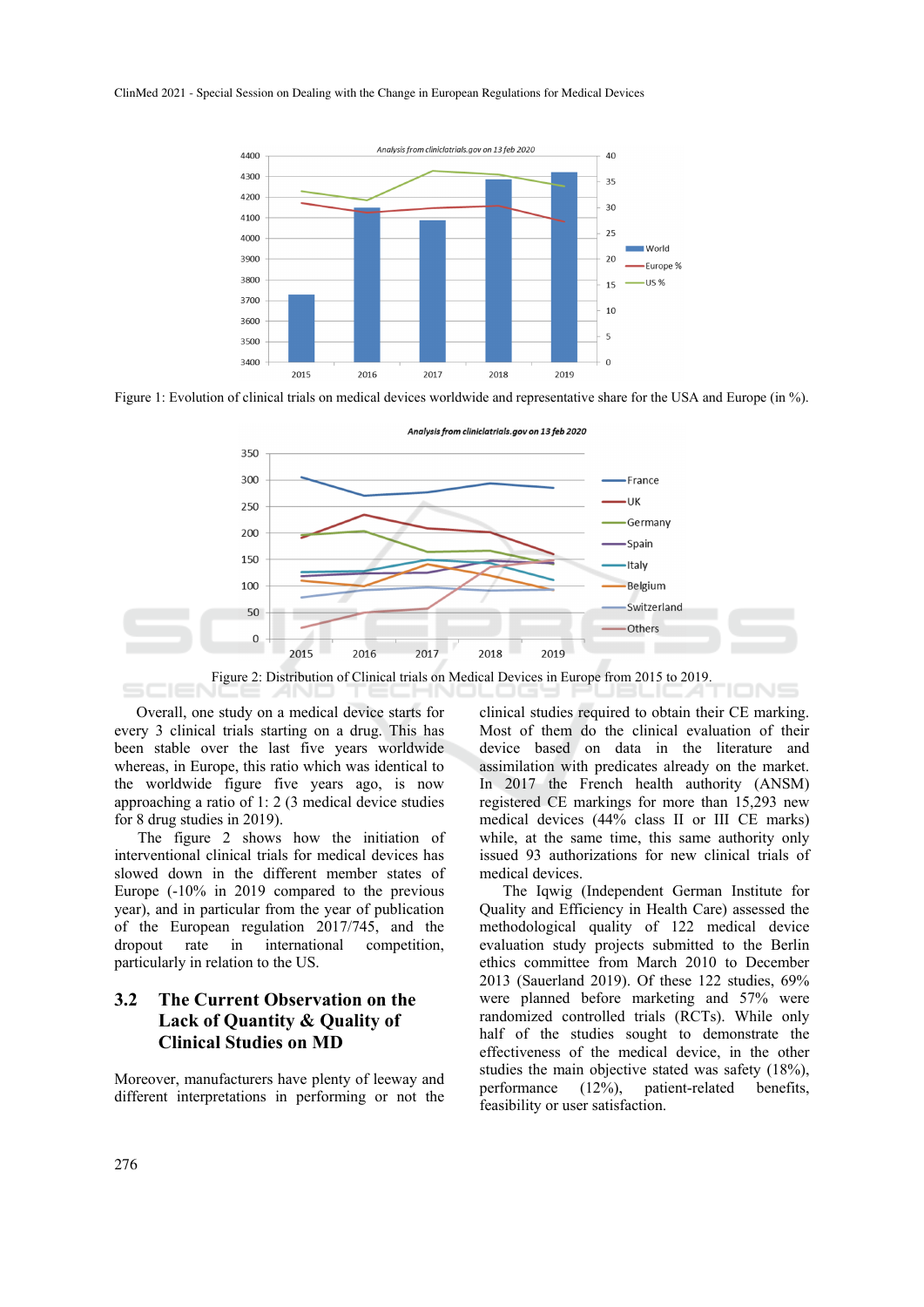Figure 1: Evolution of clinical trials on medical devices worldwide and representative share for the USA and Europe (in %).

Figure 2: Distribution of Clinical trials on Medical Devices in Europe from 2015 to 2019.

Overall, one study on a medical device starts for every 3 clinical trials starting on a drug. This has been stable over the last five years worldwide whereas, in Europe, this ratio which was identical to the worldwide figure five years ago, is now approaching a ratio of 1: 2 (3 medical device studies for 8 drug studies in 2019).

The figure 2 shows how the initiation of interventional clinical trials for medical devices has slowed down in the different member states of Europe (-10% in 2019 compared to the previous year), and in particular from the year of publication of the European regulation 2017/745, and the dropout rate in international competition, particularly in relation to the US.

### 3.2 The Current Observation on the Lack of Quantity & Quality of Clinical Studies on MD

Moreover, manufacturers have plenty of leeway and different interpretations in performing or not the clinical studies required to obtain their CE marking. Most of them do the clinical evaluation of their device based on data in the literature and assimilation with predicates already on the market. In 2017 the French health authority (ANSM) registered CE markings for more than 15,293 new medical devices (44% class II or III CE marks) while, at the same time, this same authority only issued 93 authorizations for new clinical trials of medical devices.

The Iqwig (Independent German Institute for Quality and Efficiency in Health Care) assessed the methodological quality of 122 medical device evaluation study projects submitted to the Berlin ethics committee from March 2010 to December 2013 (Sauerland 2019). Of these 122 studies, 69% were planned before marketing and 57% were randomized controlled trials (RCTs). While only half of the studies sought to demonstrate the effectiveness of the medical device, in the other studies the main objective stated was safety (18%), performance (12%), patient-related benefits, feasibility or user satisfaction.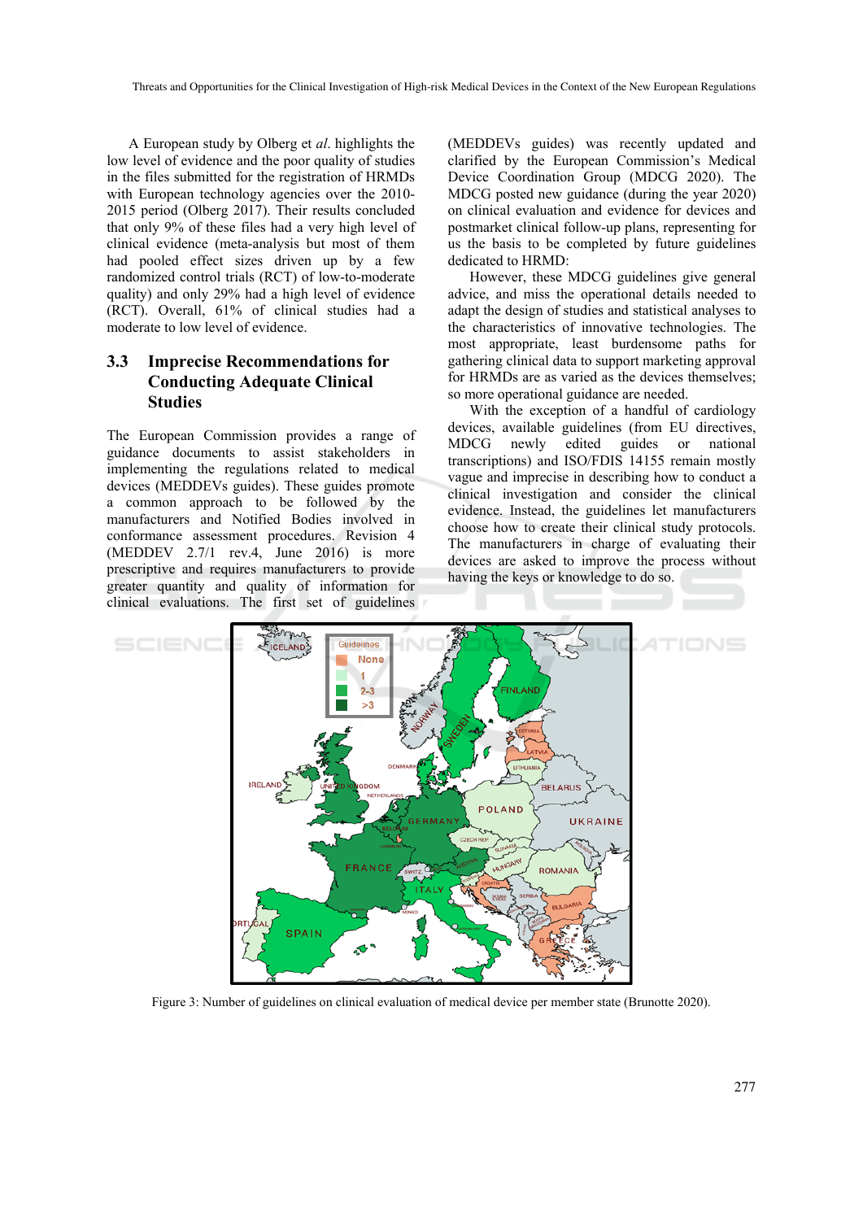A European study by Olberg et *al*. highlights the low level of evidence and the poor quality of studies in the files submitted for the registration of HRMDs with European technology agencies over the 2010-2015 period (Olberg 2017). Their results concluded that only 9% of these files had a very high level of clinical evidence (meta-analysis but most of them had pooled effect sizes driven up by a few randomized control trials (RCT) of low-to-moderate quality) and only 29% had a high level of evidence (RCT). Overall, 61% of clinical studies had a moderate to low level of evidence.

### 3.3 Imprecise Recommendations for Conducting Adequate Clinical Studies

The European Commission provides a range of guidance documents to assist stakeholders in implementing the regulations related to medical devices (MEDDEVs guides). These guides promote a common approach to be followed by the manufacturers and Notified Bodies involved in conformance assessment procedures. Revision 4 (MEDDEV 2.7/1 rev.4, June 2016) is more prescriptive and requires manufacturers to provide greater quantity and quality of information for clinical evaluations. The first set of guidelines (MEDDEVs guides) was recently updated and clarified by the European Commission's Medical Device Coordination Group (MDCG 2020). The MDCG posted new guidance (during the year 2020) on clinical evaluation and evidence for devices and postmarket clinical follow-up plans, representing for us the basis to be completed by future guidelines dedicated to HRMD:

However, these MDCG guidelines give general advice, and miss the operational details needed to adapt the design of studies and statistical analyses to the characteristics of innovative technologies. The most appropriate, least burdensome paths for gathering clinical data to support marketing approval for HRMDs are as varied as the devices themselves; so more operational guidance are needed.

With the exception of a handful of cardiology devices, available guidelines (from EU directives, MDCG newly edited guides or national transcriptions) and ISO/FDIS 14155 remain mostly vague and imprecise in describing how to conduct a clinical investigation and consider the clinical evidence. Instead, the guidelines let manufacturers choose how to create their clinical study protocols. The manufacturers in charge of evaluating their devices are asked to improve the process without having the keys or knowledge to do so.

Figure 3: Number of guidelines on clinical evaluation of medical device per member state (Brunotte 2020).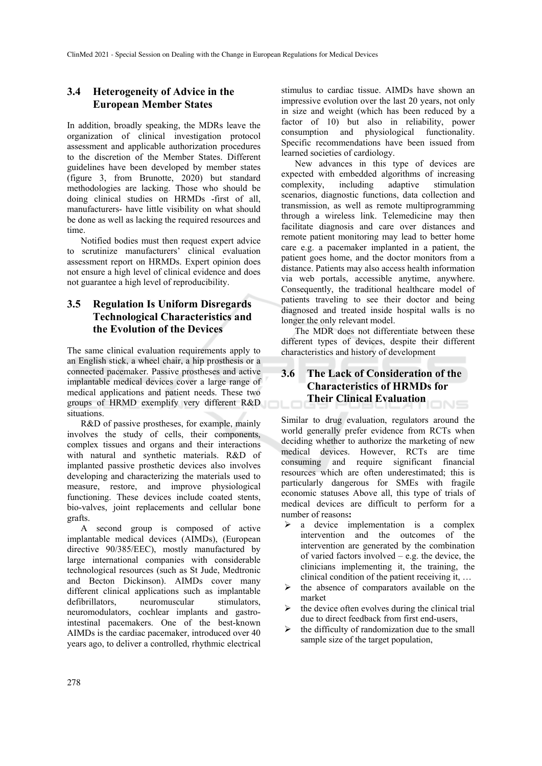### 3.4 Heterogeneity of Advice in the European Member States

In addition, broadly speaking, the MDRs leave the organization of clinical investigation protocol assessment and applicable authorization procedures to the discretion of the Member States. Different guidelines have been developed by member states (figure 3, from Brunotte, 2020) but standard methodologies are lacking. Those who should be doing clinical studies on HRMDs -first of all, manufacturers- have little visibility on what should be done as well as lacking the required resources and time.

Notified bodies must then request expert advice to scrutinize manufacturers' clinical evaluation assessment report on HRMDs. Expert opinion does not ensure a high level of clinical evidence and does not guarantee a high level of reproducibility.

### 3.5 Regulation Is Uniform Disregards Technological Characteristics and the Evolution of the Devices

The same clinical evaluation requirements apply to an English stick, a wheel chair, a hip prosthesis or a connected pacemaker. Passive prostheses and active implantable medical devices cover a large range of medical applications and patient needs. These two groups of HRMD exemplify very different R&D situations.

R&D of passive prostheses, for example, mainly involves the study of cells, their components, complex tissues and organs and their interactions with natural and synthetic materials. R&D of implanted passive prosthetic devices also involves developing and characterizing the materials used to measure, restore, and improve physiological functioning. These devices include coated stents, bio-valves, joint replacements and cellular bone grafts.

A second group is composed of active implantable medical devices (AIMDs), (European directive 90/385/EEC), mostly manufactured by large international companies with considerable technological resources (such as St Jude, Medtronic and Becton Dickinson). AIMDs cover many different clinical applications such as implantable defibrillators, neuromuscular stimulators, neuromodulators, cochlear implants and gastro-intestinal pacemakers. One of the best-known AIMDs is the cardiac pacemaker, introduced over 40 years ago, to deliver a controlled, rhythmic electrical stimulus to cardiac tissue. AIMDs have shown an impressive evolution over the last 20 years, not only in size and weight (which has been reduced by a factor of 10) but also in reliability, power consumption and physiological functionality. Specific recommendations have been issued from learned societies of cardiology.

New advances in this type of devices are expected with embedded algorithms of increasing complexity, including adaptive stimulation scenarios, diagnostic functions, data collection and transmission, as well as remote multiprogramming through a wireless link. Telemedicine may then facilitate diagnosis and care over distances and remote patient monitoring may lead to better home care e.g. a pacemaker implanted in a patient, the patient goes home, and the doctor monitors from a distance. Patients may also access health information via web portals, accessible anytime, anywhere. Consequently, the traditional healthcare model of patients traveling to see their doctor and being diagnosed and treated inside hospital walls is no longer the only relevant model.

The MDR does not differentiate between these different types of devices, despite their different characteristics and history of development

### 3.6 The Lack of Consideration of the Characteristics of HRMDs for Their Clinical Evaluation

Similar to drug evaluation, regulators around the world generally prefer evidence from RCTs when deciding whether to authorize the marketing of new medical devices. However, RCTs are time consuming and require significant financial resources which are often underestimated; this is particularly dangerous for SMEs with fragile economic statuses Above all, this type of trials of medical devices are difficult to perform for a number of reasons**:**

- a device implementation is a complex intervention and the outcomes of the intervention are generated by the combination of varied factors involved – e.g. the device, the clinicians implementing it, the training, the clinical condition of the patient receiving it, …
- the absence of comparators available on the market
- the device often evolves during the clinical trial due to direct feedback from first end-users,
- the difficulty of randomization due to the small sample size of the target population,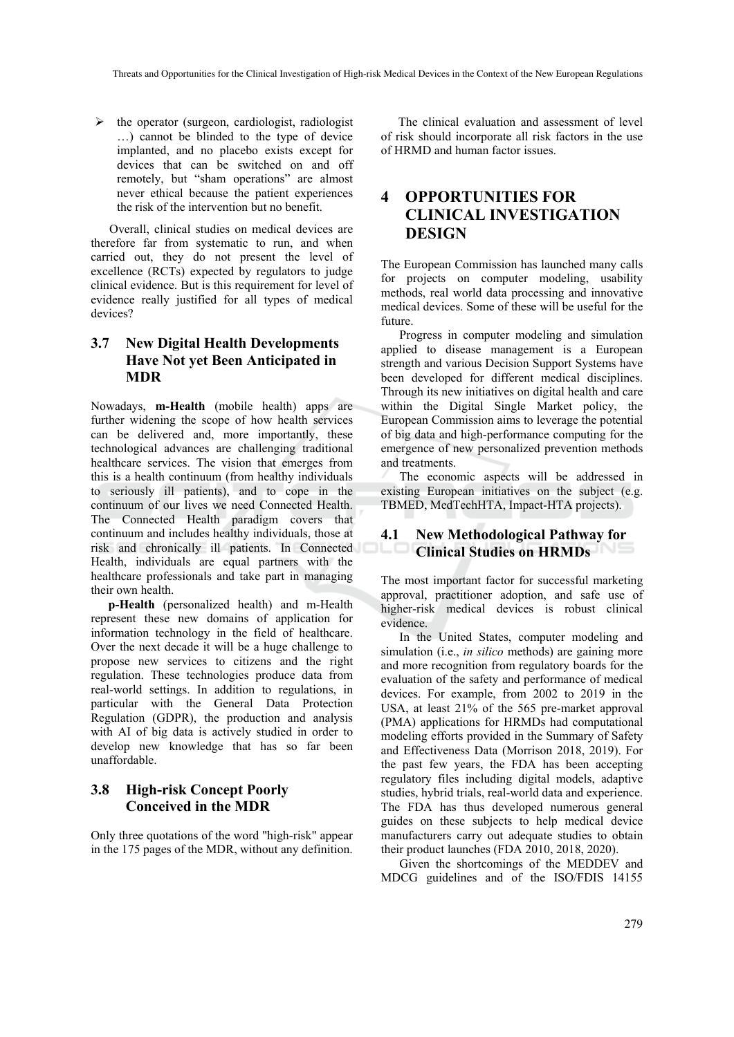- the operator (surgeon, cardiologist, radiologist …) cannot be blinded to the type of device implanted, and no placebo exists except for devices that can be switched on and off remotely, but "sham operations" are almost never ethical because the patient experiences the risk of the intervention but no benefit.

Overall, clinical studies on medical devices are therefore far from systematic to run, and when carried out, they do not present the level of excellence (RCTs) expected by regulators to judge clinical evidence. But is this requirement for level of evidence really justified for all types of medical devices?

### 3.7 New Digital Health Developments Have Not yet Been Anticipated in MDR

Nowadays, **m-Health** (mobile health) apps are further widening the scope of how health services can be delivered and, more importantly, these technological advances are challenging traditional healthcare services. The vision that emerges from this is a health continuum (from healthy individuals to seriously ill patients), and to cope in the continuum of our lives we need Connected Health. The Connected Health paradigm covers that continuum and includes healthy individuals, those at risk and chronically ill patients. In Connected Health, individuals are equal partners with the healthcare professionals and take part in managing their own health.

**p-Health** (personalized health) and m-Health represent these new domains of application for information technology in the field of healthcare. Over the next decade it will be a huge challenge to propose new services to citizens and the right regulation. These technologies produce data from real-world settings. In addition to regulations, in particular with the General Data Protection Regulation (GDPR), the production and analysis with AI of big data is actively studied in order to develop new knowledge that has so far been unaffordable.

### 3.8 High-risk Concept Poorly Conceived in the MDR

Only three quotations of the word "high-risk" appear in the 175 pages of the MDR, without any definition.

The clinical evaluation and assessment of level of risk should incorporate all risk factors in the use of HRMD and human factor issues.

## 4 OPPORTUNITIES FOR CLINICAL INVESTIGATION DESIGN

The European Commission has launched many calls for projects on computer modeling, usability methods, real world data processing and innovative medical devices. Some of these will be useful for the future.

Progress in computer modeling and simulation applied to disease management is a European strength and various Decision Support Systems have been developed for different medical disciplines. Through its new initiatives on digital health and care within the Digital Single Market policy, the European Commission aims to leverage the potential of big data and high-performance computing for the emergence of new personalized prevention methods and treatments.

The economic aspects will be addressed in existing European initiatives on the subject (e.g. TBMED, MedTechHTA, Impact-HTA projects).

### 4.1 New Methodological Pathway for Clinical Studies on HRMDs

The most important factor for successful marketing approval, practitioner adoption, and safe use of higher-risk medical devices is robust clinical evidence.

In the United States, computer modeling and simulation (i.e., *in silico* methods) are gaining more and more recognition from regulatory boards for the evaluation of the safety and performance of medical devices. For example, from 2002 to 2019 in the USA, at least 21% of the 565 pre-market approval (PMA) applications for HRMDs had computational modeling efforts provided in the Summary of Safety and Effectiveness Data (Morrison 2018, 2019). For the past few years, the FDA has been accepting regulatory files including digital models, adaptive studies, hybrid trials, real-world data and experience. The FDA has thus developed numerous general guides on these subjects to help medical device manufacturers carry out adequate studies to obtain their product launches (FDA 2010, 2018, 2020).

Given the shortcomings of the MEDDEV and MDCG guidelines and of the ISO/FDIS 14155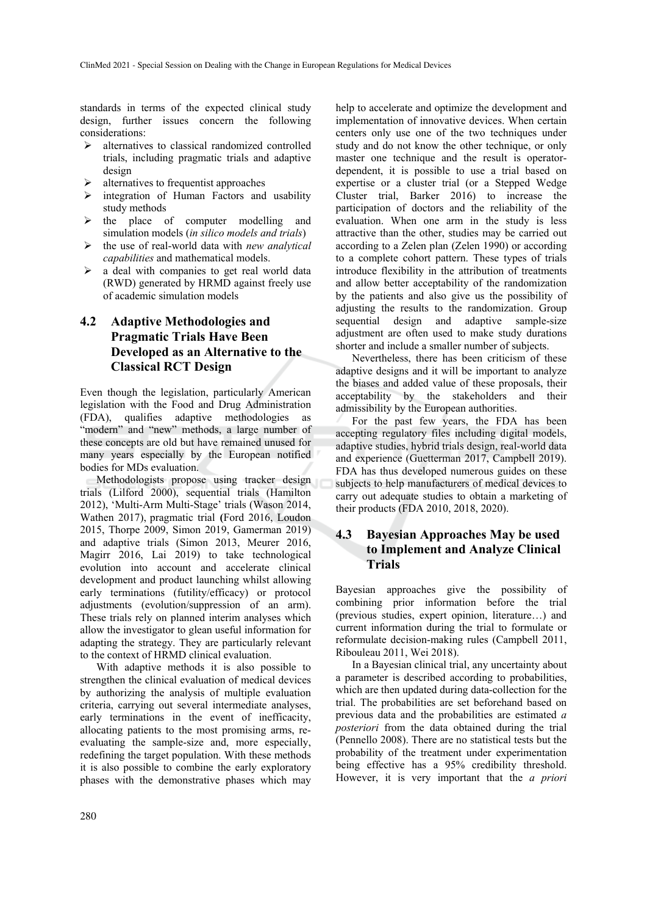standards in terms of the expected clinical study design, further issues concern the following considerations:

- alternatives to classical randomized controlled trials, including pragmatic trials and adaptive design
- alternatives to frequentist approaches
- integration of Human Factors and usability study methods
- the place of computer modelling and simulation models (*in silico models and trials*)
- the use of real-world data with *new analytical capabilities* and mathematical models.
- a deal with companies to get real world data (RWD) generated by HRMD against freely use of academic simulation models

## 4.2 Adaptive Methodologies and Pragmatic Trials Have Been Developed as an Alternative to the Classical RCT Design

Even though the legislation, particularly American legislation with the Food and Drug Administration (FDA), qualifies adaptive methodologies as "modern" and "new" methods, a large number of these concepts are old but have remained unused for many years especially by the European notified bodies for MDs evaluation.

Methodologists propose using tracker design trials (Lilford 2000), sequential trials (Hamilton 2012), 'Multi-Arm Multi-Stage' trials (Wason 2014, Wathen 2017), pragmatic trial **(**Ford 2016, Loudon 2015, Thorpe 2009, Simon 2019, Gamerman 2019) and adaptive trials (Simon 2013, Meurer 2016, Magirr 2016, Lai 2019) to take technological evolution into account and accelerate clinical development and product launching whilst allowing early terminations (futility/efficacy) or protocol adjustments (evolution/suppression of an arm). These trials rely on planned interim analyses which allow the investigator to glean useful information for adapting the strategy. They are particularly relevant to the context of HRMD clinical evaluation.

With adaptive methods it is also possible to strengthen the clinical evaluation of medical devices by authorizing the analysis of multiple evaluation criteria, carrying out several intermediate analyses, early terminations in the event of inefficacity, allocating patients to the most promising arms, re-evaluating the sample-size and, more especially, redefining the target population. With these methods it is also possible to combine the early exploratory phases with the demonstrative phases which may help to accelerate and optimize the development and implementation of innovative devices. When certain centers only use one of the two techniques under study and do not know the other technique, or only master one technique and the result is operator-dependent, it is possible to use a trial based on expertise or a cluster trial (or a Stepped Wedge Cluster trial, Barker 2016) to increase the participation of doctors and the reliability of the evaluation. When one arm in the study is less attractive than the other, studies may be carried out according to a Zelen plan (Zelen 1990) or according to a complete cohort pattern. These types of trials introduce flexibility in the attribution of treatments and allow better acceptability of the randomization by the patients and also give us the possibility of adjusting the results to the randomization. Group sequential design and adaptive sample-size adjustment are often used to make study durations shorter and include a smaller number of subjects.

Nevertheless, there has been criticism of these adaptive designs and it will be important to analyze the biases and added value of these proposals, their acceptability by the stakeholders and their admissibility by the European authorities.

For the past few years, the FDA has been accepting regulatory files including digital models, adaptive studies, hybrid trials design, real-world data and experience (Guetterman 2017, Campbell 2019). FDA has thus developed numerous guides on these subjects to help manufacturers of medical devices to carry out adequate studies to obtain a marketing of their products (FDA 2010, 2018, 2020).

## 4.3 Bayesian Approaches May be used to Implement and Analyze Clinical Trials

Bayesian approaches give the possibility of combining prior information before the trial (previous studies, expert opinion, literature…) and current information during the trial to formulate or reformulate decision-making rules (Campbell 2011, Ribouleau 2011, Wei 2018).

In a Bayesian clinical trial, any uncertainty about a parameter is described according to probabilities, which are then updated during data-collection for the trial. The probabilities are set beforehand based on previous data and the probabilities are estimated *a posteriori* from the data obtained during the trial (Pennello 2008). There are no statistical tests but the probability of the treatment under experimentation being effective has a 95% credibility threshold. However, it is very important that the *a priori*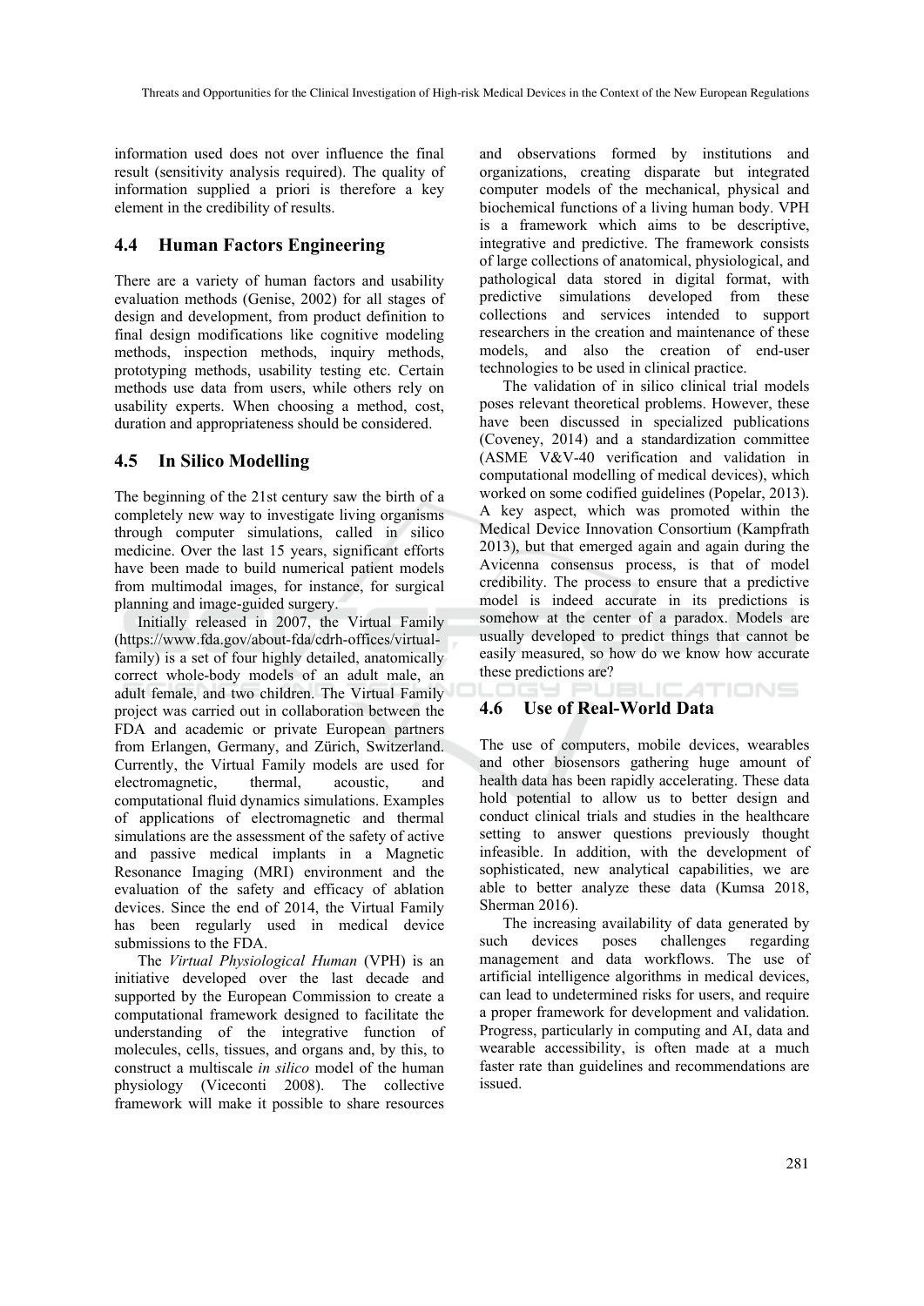information used does not over influence the final result (sensitivity analysis required). The quality of information supplied a priori is therefore a key element in the credibility of results.

### 4.4 Human Factors Engineering

There are a variety of human factors and usability evaluation methods (Genise, 2002) for all stages of design and development, from product definition to final design modifications like cognitive modeling methods, inspection methods, inquiry methods, prototyping methods, usability testing etc. Certain methods use data from users, while others rely on usability experts. When choosing a method, cost, duration and appropriateness should be considered.

### 4.5 In Silico Modelling

The beginning of the 21st century saw the birth of a completely new way to investigate living organisms through computer simulations, called in silico medicine. Over the last 15 years, significant efforts have been made to build numerical patient models from multimodal images, for instance, for surgical planning and image-guided surgery.

Initially released in 2007, the Virtual Family (https://www.fda.gov/about-fda/cdrh-offices/virtual-family) is a set of four highly detailed, anatomically correct whole-body models of an adult male, an adult female, and two children. The Virtual Family project was carried out in collaboration between the FDA and academic or private European partners from Erlangen, Germany, and Zürich, Switzerland. Currently, the Virtual Family models are used for electromagnetic, thermal, acoustic, and computational fluid dynamics simulations. Examples of applications of electromagnetic and thermal simulations are the assessment of the safety of active and passive medical implants in a Magnetic Resonance Imaging (MRI) environment and the evaluation of the safety and efficacy of ablation devices. Since the end of 2014, the Virtual Family has been regularly used in medical device submissions to the FDA.

The *Virtual Physiological Human* (VPH) is an initiative developed over the last decade and supported by the European Commission to create a computational framework designed to facilitate the understanding of the integrative function of molecules, cells, tissues, and organs and, by this, to construct a multiscale *in silico* model of the human physiology (Viceconti 2008). The collective framework will make it possible to share resources and observations formed by institutions and organizations, creating disparate but integrated computer models of the mechanical, physical and biochemical functions of a living human body. VPH is a framework which aims to be descriptive, integrative and predictive. The framework consists of large collections of anatomical, physiological, and pathological data stored in digital format, with predictive simulations developed from these collections and services intended to support researchers in the creation and maintenance of these models, and also the creation of end-user technologies to be used in clinical practice.

The validation of in silico clinical trial models poses relevant theoretical problems. However, these have been discussed in specialized publications (Coveney, 2014) and a standardization committee (ASME V&V-40 verification and validation in computational modelling of medical devices), which worked on some codified guidelines (Popelar, 2013). A key aspect, which was promoted within the Medical Device Innovation Consortium (Kampfrath 2013), but that emerged again and again during the Avicenna consensus process, is that of model credibility. The process to ensure that a predictive model is indeed accurate in its predictions is somehow at the center of a paradox. Models are usually developed to predict things that cannot be easily measured, so how do we know how accurate these predictions are?

### 4.6 Use of Real-World Data

The use of computers, mobile devices, wearables and other biosensors gathering huge amount of health data has been rapidly accelerating. These data hold potential to allow us to better design and conduct clinical trials and studies in the healthcare setting to answer questions previously thought infeasible. In addition, with the development of sophisticated, new analytical capabilities, we are able to better analyze these data (Kumsa 2018, Sherman 2016).

The increasing availability of data generated by such devices poses challenges regarding management and data workflows. The use of artificial intelligence algorithms in medical devices, can lead to undetermined risks for users, and require a proper framework for development and validation. Progress, particularly in computing and AI, data and wearable accessibility, is often made at a much faster rate than guidelines and recommendations are issued.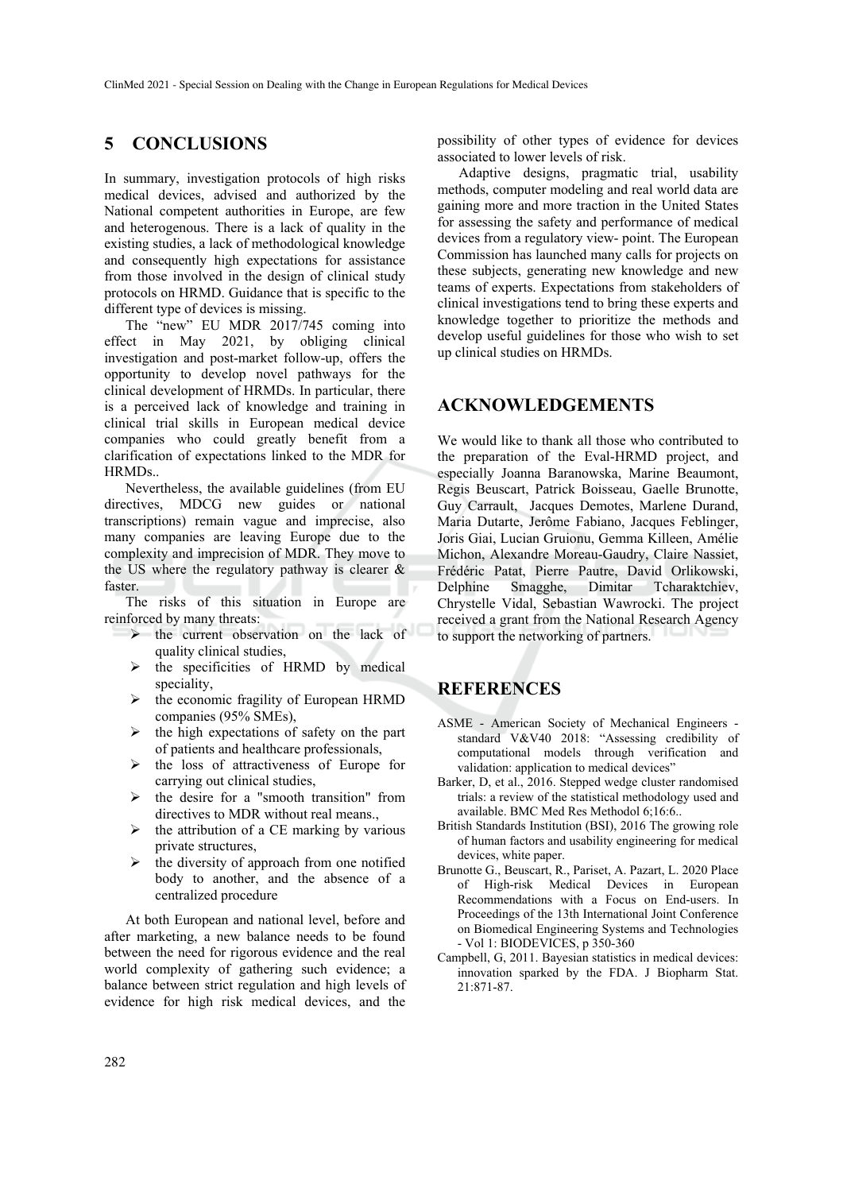## 5 CONCLUSIONS

In summary, investigation protocols of high risks medical devices, advised and authorized by the National competent authorities in Europe, are few and heterogenous. There is a lack of quality in the existing studies, a lack of methodological knowledge and consequently high expectations for assistance from those involved in the design of clinical study protocols on HRMD. Guidance that is specific to the different type of devices is missing.

The "new" EU MDR 2017/745 coming into effect in May 2021, by obliging clinical investigation and post-market follow-up, offers the opportunity to develop novel pathways for the clinical development of HRMDs. In particular, there is a perceived lack of knowledge and training in clinical trial skills in European medical device companies who could greatly benefit from a clarification of expectations linked to the MDR for HRMDs..

Nevertheless, the available guidelines (from EU directives, MDCG new guides or national transcriptions) remain vague and imprecise, also many companies are leaving Europe due to the complexity and imprecision of MDR. They move to the US where the regulatory pathway is clearer & faster.

The risks of this situation in Europe are reinforced by many threats:

- the current observation on the lack of quality clinical studies,
- the specificities of HRMD by medical speciality,
- the economic fragility of European HRMD companies (95% SMEs),
- the high expectations of safety on the part of patients and healthcare professionals,
- the loss of attractiveness of Europe for carrying out clinical studies,
- the desire for a "smooth transition" from directives to MDR without real means.,
- the attribution of a CE marking by various private structures,
- the diversity of approach from one notified body to another, and the absence of a centralized procedure

At both European and national level, before and after marketing, a new balance needs to be found between the need for rigorous evidence and the real world complexity of gathering such evidence; a balance between strict regulation and high levels of evidence for high risk medical devices, and the possibility of other types of evidence for devices associated to lower levels of risk.

Adaptive designs, pragmatic trial, usability methods, computer modeling and real world data are gaining more and more traction in the United States for assessing the safety and performance of medical devices from a regulatory view- point. The European Commission has launched many calls for projects on these subjects, generating new knowledge and new teams of experts. Expectations from stakeholders of clinical investigations tend to bring these experts and knowledge together to prioritize the methods and develop useful guidelines for those who wish to set up clinical studies on HRMDs.

## ACKNOWLEDGEMENTS

We would like to thank all those who contributed to the preparation of the Eval-HRMD project, and especially Joanna Baranowska, Marine Beaumont, Regis Beuscart, Patrick Boisseau, Gaelle Brunotte, Guy Carrault, Jacques Demotes, Marlene Durand, Maria Dutarte, Jerôme Fabiano, Jacques Feblinger, Joris Giai, Lucian Gruionu, Gemma Killeen, Amélie Michon, Alexandre Moreau-Gaudry, Claire Nassiet, Frédéric Patat, Pierre Pautre, David Orlikowski, Delphine Smagghe, Dimitar Tcharaktchiev, Chrystelle Vidal, Sebastian Wawrocki. The project received a grant from the National Research Agency to support the networking of partners.

## REFERENCES

ASME - American Society of Mechanical Engineers - standard V&V40 2018: "Assessing credibility of computational models through verification and validation: application to medical devices"

Barker, D, et al., 2016. Stepped wedge cluster randomised trials: a review of the statistical methodology used and available. BMC Med Res Methodol 6;16:6..

British Standards Institution (BSI), 2016 The growing role of human factors and usability engineering for medical devices, white paper.

Brunotte G., Beuscart, R., Pariset, A. Pazart, L. 2020 Place of High-risk Medical Devices in European Recommendations with a Focus on End-users. In Proceedings of the 13th International Joint Conference on Biomedical Engineering Systems and Technologies - Vol 1: BIODEVICES, p 350-360

Campbell, G, 2011. Bayesian statistics in medical devices: innovation sparked by the FDA. J Biopharm Stat. 21:871-87.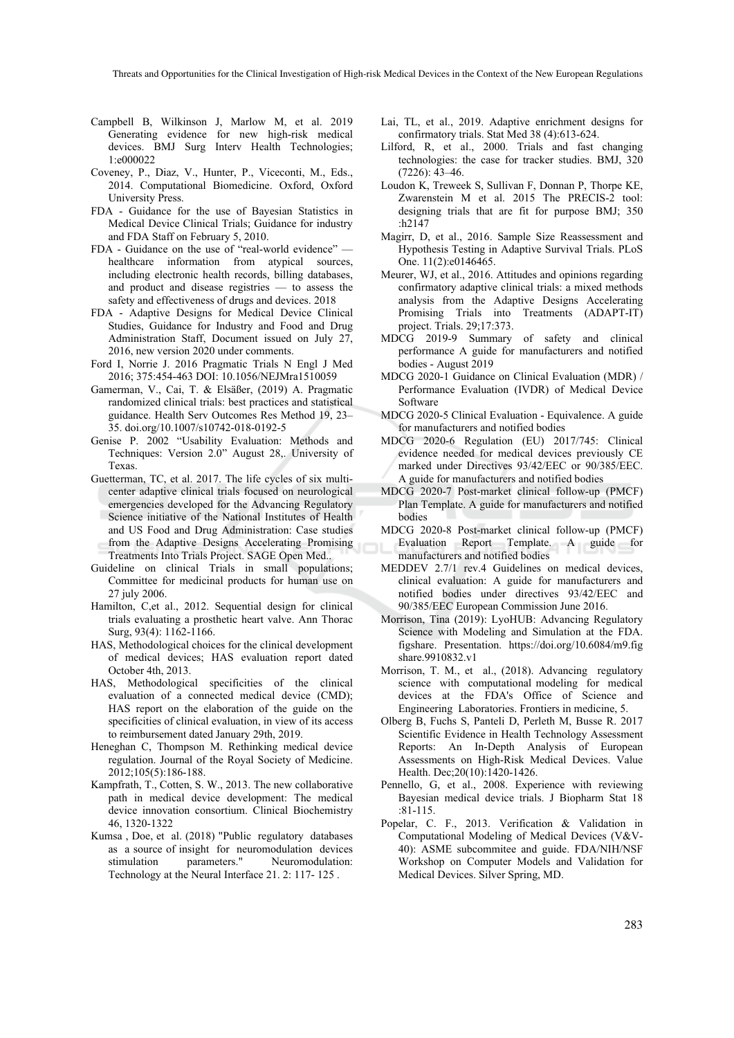Campbell B, Wilkinson J, Marlow M, et al. 2019 Generating evidence for new high-risk medical devices. BMJ Surg Interv Health Technologies; 1:e000022

Coveney, P., Diaz, V., Hunter, P., Viceconti, M., Eds., 2014. Computational Biomedicine. Oxford, Oxford University Press.

FDA - Guidance for the use of Bayesian Statistics in Medical Device Clinical Trials; Guidance for industry and FDA Staff on February 5, 2010.

FDA - Guidance on the use of "real-world evidence" — healthcare information from atypical sources, including electronic health records, billing databases, and product and disease registries — to assess the safety and effectiveness of drugs and devices. 2018

FDA - Adaptive Designs for Medical Device Clinical Studies, Guidance for Industry and Food and Drug Administration Staff, Document issued on July 27, 2016, new version 2020 under comments.

Ford I, Norrie J. 2016 Pragmatic Trials N Engl J Med 2016; 375:454-463 DOI: 10.1056/NEJMra1510059

Gamerman, V., Cai, T. & Elsäßer, (2019) A. Pragmatic randomized clinical trials: best practices and statistical guidance. Health Serv Outcomes Res Method 19, 23–35. doi.org/10.1007/s10742-018-0192-5

Genise P. 2002 "Usability Evaluation: Methods and Techniques: Version 2.0" August 28,. University of Texas.

Guetterman, TC, et al. 2017. The life cycles of six multi-center adaptive clinical trials focused on neurological emergencies developed for the Advancing Regulatory Science initiative of the National Institutes of Health and US Food and Drug Administration: Case studies from the Adaptive Designs Accelerating Promising Treatments Into Trials Project. SAGE Open Med..

Guideline on clinical Trials in small populations; Committee for medicinal products for human use on 27 july 2006.

Hamilton, C,et al., 2012. Sequential design for clinical trials evaluating a prosthetic heart valve. Ann Thorac Surg, 93(4): 1162-1166.

HAS, Methodological choices for the clinical development of medical devices; HAS evaluation report dated October 4th, 2013.

HAS, Methodological specificities of the clinical evaluation of a connected medical device (CMD); HAS report on the elaboration of the guide on the specificities of clinical evaluation, in view of its access to reimbursement dated January 29th, 2019.

Heneghan C, Thompson M. Rethinking medical device regulation. Journal of the Royal Society of Medicine. 2012;105(5):186-188.

Kampfrath, T., Cotten, S. W., 2013. The new collaborative path in medical device development: The medical device innovation consortium. Clinical Biochemistry 46, 1320-1322

Kumsa , Doe, et al. (2018) "Public regulatory databases as a source of insight for neuromodulation devices stimulation parameters." Neuromodulation: Technology at the Neural Interface 21. 2: 117- 125 .

Lai, TL, et al., 2019. Adaptive enrichment designs for confirmatory trials. Stat Med 38 (4):613-624.

Lilford, R, et al., 2000. Trials and fast changing technologies: the case for tracker studies. BMJ, 320 (7226): 43–46.

Loudon K, Treweek S, Sullivan F, Donnan P, Thorpe KE, Zwarenstein M et al. 2015 The PRECIS-2 tool: designing trials that are fit for purpose BMJ; 350 :h2147

Magirr, D, et al., 2016. Sample Size Reassessment and Hypothesis Testing in Adaptive Survival Trials. PLoS One. 11(2):e0146465.

Meurer, WJ, et al., 2016. Attitudes and opinions regarding confirmatory adaptive clinical trials: a mixed methods analysis from the Adaptive Designs Accelerating Promising Trials into Treatments (ADAPT-IT) project. Trials. 29;17:373.

MDCG 2019-9 Summary of safety and clinical performance A guide for manufacturers and notified bodies - August 2019

MDCG 2020-1 Guidance on Clinical Evaluation (MDR) / Performance Evaluation (IVDR) of Medical Device Software

MDCG 2020-5 Clinical Evaluation - Equivalence. A guide for manufacturers and notified bodies

MDCG 2020-6 Regulation (EU) 2017/745: Clinical evidence needed for medical devices previously CE marked under Directives 93/42/EEC or 90/385/EEC. A guide for manufacturers and notified bodies

MDCG 2020-7 Post-market clinical follow-up (PMCF) Plan Template. A guide for manufacturers and notified bodies

MDCG 2020-8 Post-market clinical follow-up (PMCF) Evaluation Report Template. A guide for manufacturers and notified bodies

MEDDEV 2.7/1 rev.4 Guidelines on medical devices, clinical evaluation: A guide for manufacturers and notified bodies under directives 93/42/EEC and 90/385/EEC European Commission June 2016.

Morrison, Tina (2019): LyoHUB: Advancing Regulatory Science with Modeling and Simulation at the FDA. figshare. Presentation. https://doi.org/10.6084/m9.figshare.9910832.v1

Morrison, T. M., et al., (2018). Advancing regulatory science with computational modeling for medical devices at the FDA's Office of Science and Engineering Laboratories. Frontiers in medicine, 5.

Olberg B, Fuchs S, Panteli D, Perleth M, Busse R. 2017 Scientific Evidence in Health Technology Assessment Reports: An In-Depth Analysis of European Assessments on High-Risk Medical Devices. Value Health. Dec;20(10):1420-1426.

Pennello, G, et al., 2008. Experience with reviewing Bayesian medical device trials. J Biopharm Stat 18 :81-115.

Popelar, C. F., 2013. Verification & Validation in Computational Modeling of Medical Devices (V&V-40): ASME subcommitee and guide. FDA/NIH/NSF Workshop on Computer Models and Validation for Medical Devices. Silver Spring, MD.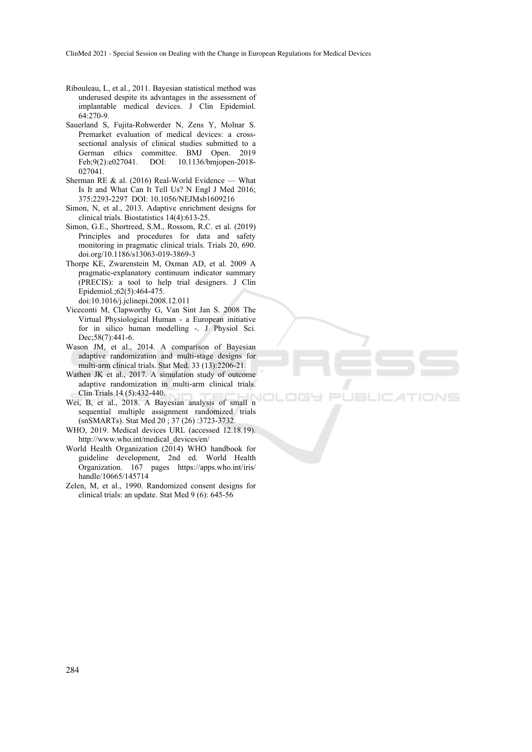Ribouleau, L, et al., 2011. Bayesian statistical method was underused despite its advantages in the assessment of implantable medical devices. J Clin Epidemiol. 64:270-9.

Sauerland S, Fujita-Rohwerder N, Zens Y, Molnar S. Premarket evaluation of medical devices: a cross-sectional analysis of clinical studies submitted to a German ethics committee. BMJ Open. 2019 Feb;9(2):e027041. DOI: 10.1136/bmjopen-2018-027041.

Sherman RE & al. (2016) Real-World Evidence — What Is It and What Can It Tell Us? N Engl J Med 2016; 375:2293-2297 DOI: 10.1056/NEJMsb1609216

Simon, N, et al., 2013. Adaptive enrichment designs for clinical trials. Biostatistics 14(4):613-25.

Simon, G.E., Shortreed, S.M., Rossom, R.C. et al. (2019) Principles and procedures for data and safety monitoring in pragmatic clinical trials. Trials 20, 690. doi.org/10.1186/s13063-019-3869-3

Thorpe KE, Zwarenstein M, Oxman AD, et al. 2009 A pragmatic-explanatory continuum indicator summary (PRECIS): a tool to help trial designers. J Clin Epidemiol.;62(5):464-475. doi:10.1016/j.jclinepi.2008.12.011

Viceconti M, Clapworthy G, Van Sint Jan S. 2008 The Virtual Physiological Human - a European initiative for in silico human modelling -. J Physiol Sci. Dec;58(7):441-6.

Wason JM, et al., 2014. A comparison of Bayesian adaptive randomization and multi-stage designs for multi-arm clinical trials. Stat Med. 33 (13):2206-21.

Wathen JK et al., 2017. A simulation study of outcome adaptive randomization in multi-arm clinical trials. Clin Trials 14 (5):432-440.

Wei, B, et al., 2018. A Bayesian analysis of small n sequential multiple assignment randomized trials (snSMARTs). Stat Med 20 ; 37 (26) :3723-3732.

WHO, 2019. Medical devices URL (accessed 12.18.19). http://www.who.int/medical_devices/en/

World Health Organization (2014) WHO handbook for guideline development, 2nd ed. World Health Organization. 167 pages https://apps.who.int/iris/handle/10665/145714

Zelen, M, et al., 1990. Randomized consent designs for clinical trials: an update. Stat Med 9 (6): 645-56